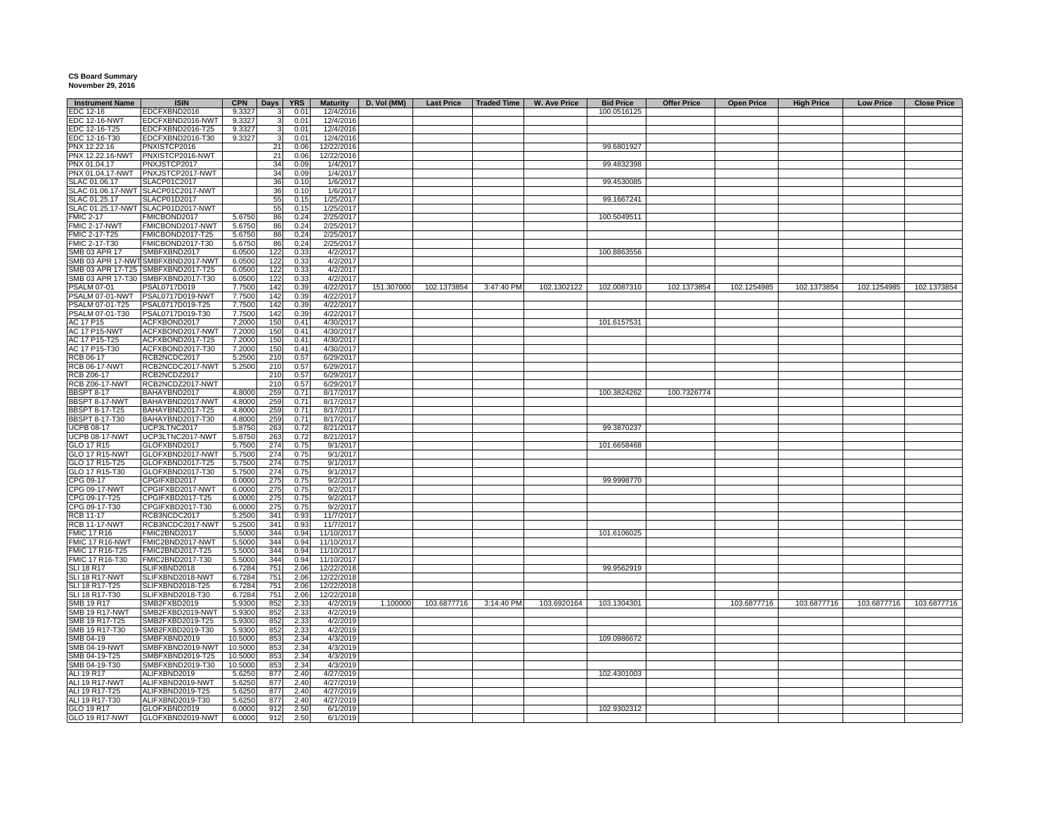**CS Board Summary**
**November 29, 2016**

| Instrument Name | ISIN | CPN | Days | YRS | Maturity | D. Vol (MM) | Last Price | Traded Time | W. Ave Price | Bid Price | Offer Price | Open Price | High Price | Low Price | Close Price |
|---|---|---|---|---|---|---|---|---|---|---|---|---|---|---|---|
| EDC 12-16 | EDCFXBND2016 | 9.3327 | 3 | 0.01 | 12/4/2016 | | | | | 100.0516125 | | | | | |
| EDC 12-16-NWT | EDCFXBND2016-NWT | 9.3327 | 3 | 0.01 | 12/4/2016 | | | | | | | | | | |
| EDC 12-16-T25 | EDCFXBND2016-T25 | 9.3327 | 3 | 0.01 | 12/4/2016 | | | | | | | | | | |
| EDC 12-16-T30 | EDCFXBND2016-T30 | 9.3327 | 3 | 0.01 | 12/4/2016 | | | | | | | | | | |
| PNX 12.22.16 | PNXISTCP2016 | | 21 | 0.06 | 12/22/2016 | | | | | 99.6801927 | | | | | |
| PNX 12.22.16-NWT | PNXISTCP2016-NWT | | 21 | 0.06 | 12/22/2016 | | | | | | | | | | |
| PNX 01.04.17 | PNXJSTCP2017 | | 34 | 0.09 | 1/4/2017 | | | | | 99.4832398 | | | | | |
| PNX 01.04.17-NWT | PNXJSTCP2017-NWT | | 34 | 0.09 | 1/4/2017 | | | | | | | | | | |
| SLAC 01.06.17 | SLACP01C2017 | | 36 | 0.10 | 1/6/2017 | | | | | 99.4530085 | | | | | |
| SLAC 01.06.17-NWT | SLACP01C2017-NWT | | 36 | 0.10 | 1/6/2017 | | | | | | | | | | |
| SLAC 01.25.17 | SLACP01D2017 | | 55 | 0.15 | 1/25/2017 | | | | | 99.1667241 | | | | | |
| SLAC 01.25.17-NWT | SLACP01D2017-NWT | | 55 | 0.15 | 1/25/2017 | | | | | | | | | | |
| FMIC 2-17 | FMICBOND2017 | 5.6750 | 86 | 0.24 | 2/25/2017 | | | | | 100.5049511 | | | | | |
| FMIC 2-17-NWT | FMICBOND2017-NWT | 5.6750 | 86 | 0.24 | 2/25/2017 | | | | | | | | | | |
| FMIC 2-17-T25 | FMICBOND2017-T25 | 5.6750 | 86 | 0.24 | 2/25/2017 | | | | | | | | | | |
| FMIC 2-17-T30 | FMICBOND2017-T30 | 5.6750 | 86 | 0.24 | 2/25/2017 | | | | | | | | | | |
| SMB 03 APR 17 | SMBFXBND2017 | 6.0500 | 122 | 0.33 | 4/2/2017 | | | | | 100.8863556 | | | | | |
| SMB 03 APR 17-NWT | SMBFXBND2017-NWT | 6.0500 | 122 | 0.33 | 4/2/2017 | | | | | | | | | | |
| SMB 03 APR 17-T25 | SMBFXBND2017-T25 | 6.0500 | 122 | 0.33 | 4/2/2017 | | | | | | | | | | |
| SMB 03 APR 17-T30 | SMBFXBND2017-T30 | 6.0500 | 122 | 0.33 | 4/2/2017 | | | | | | | | | | |
| PSALM 07-01 | PSAL0717D019 | 7.7500 | 142 | 0.39 | 4/22/2017 | 151.307000 | 102.1373854 | 3:47:40 PM | 102.1302122 | 102.0087310 | 102.1373854 | 102.1254985 | 102.1373854 | 102.1254985 | 102.1373854 |
| PSALM 07-01-NWT | PSAL0717D019-NWT | 7.7500 | 142 | 0.39 | 4/22/2017 | | | | | | | | | | |
| PSALM 07-01-T25 | PSAL0717D019-T25 | 7.7500 | 142 | 0.39 | 4/22/2017 | | | | | | | | | | |
| PSALM 07-01-T30 | PSAL0717D019-T30 | 7.7500 | 142 | 0.39 | 4/22/2017 | | | | | | | | | | |
| AC 17 P15 | ACFXBOND2017 | 7.2000 | 150 | 0.41 | 4/30/2017 | | | | | 101.6157531 | | | | | |
| AC 17 P15-NWT | ACFXBOND2017-NWT | 7.2000 | 150 | 0.41 | 4/30/2017 | | | | | | | | | | |
| AC 17 P15-T25 | ACFXBOND2017-T25 | 7.2000 | 150 | 0.41 | 4/30/2017 | | | | | | | | | | |
| AC 17 P15-T30 | ACFXBOND2017-T30 | 7.2000 | 150 | 0.41 | 4/30/2017 | | | | | | | | | | |
| RCB 06-17 | RCB2NCDC2017 | 5.2500 | 210 | 0.57 | 6/29/2017 | | | | | | | | | | |
| RCB 06-17-NWT | RCB2NCDC2017-NWT | 5.2500 | 210 | 0.57 | 6/29/2017 | | | | | | | | | | |
| RCB Z06-17 | RCB2NCDZ2017 | | 210 | 0.57 | 6/29/2017 | | | | | | | | | | |
| RCB Z06-17-NWT | RCB2NCDZ2017-NWT | | 210 | 0.57 | 6/29/2017 | | | | | | | | | | |
| BBSPT 8-17 | BAHAYBND2017 | 4.8000 | 259 | 0.71 | 8/17/2017 | | | | | 100.3824262 | 100.7326774 | | | | |
| BBSPT 8-17-NWT | BAHAYBND2017-NWT | 4.8000 | 259 | 0.71 | 8/17/2017 | | | | | | | | | | |
| BBSPT 8-17-T25 | BAHAYBND2017-T25 | 4.8000 | 259 | 0.71 | 8/17/2017 | | | | | | | | | | |
| BBSPT 8-17-T30 | BAHAYBND2017-T30 | 4.8000 | 259 | 0.71 | 8/17/2017 | | | | | | | | | | |
| UCPB 08-17 | UCP3LTNC2017 | 5.8750 | 263 | 0.72 | 8/21/2017 | | | | | 99.3870237 | | | | | |
| UCPB 08-17-NWT | UCP3LTNC2017-NWT | 5.8750 | 263 | 0.72 | 8/21/2017 | | | | | | | | | | |
| GLO 17 R15 | GLOFXBND2017 | 5.7500 | 274 | 0.75 | 9/1/2017 | | | | | 101.6658468 | | | | | |
| GLO 17 R15-NWT | GLOFXBND2017-NWT | 5.7500 | 274 | 0.75 | 9/1/2017 | | | | | | | | | | |
| GLO 17 R15-T25 | GLOFXBND2017-T25 | 5.7500 | 274 | 0.75 | 9/1/2017 | | | | | | | | | | |
| GLO 17 R15-T30 | GLOFXBND2017-T30 | 5.7500 | 274 | 0.75 | 9/1/2017 | | | | | | | | | | |
| CPG 09-17 | CPGIFXBD2017 | 6.0000 | 275 | 0.75 | 9/2/2017 | | | | | 99.9998770 | | | | | |
| CPG 09-17-NWT | CPGIFXBD2017-NWT | 6.0000 | 275 | 0.75 | 9/2/2017 | | | | | | | | | | |
| CPG 09-17-T25 | CPGIFXBD2017-T25 | 6.0000 | 275 | 0.75 | 9/2/2017 | | | | | | | | | | |
| CPG 09-17-T30 | CPGIFXBD2017-T30 | 6.0000 | 275 | 0.75 | 9/2/2017 | | | | | | | | | | |
| RCB 11-17 | RCB3NCDC2017 | 5.2500 | 341 | 0.93 | 11/7/2017 | | | | | | | | | | |
| RCB 11-17-NWT | RCB3NCDC2017-NWT | 5.2500 | 341 | 0.93 | 11/7/2017 | | | | | | | | | | |
| FMIC 17 R16 | FMIC2BND2017 | 5.5000 | 344 | 0.94 | 11/10/2017 | | | | | 101.6106025 | | | | | |
| FMIC 17 R16-NWT | FMIC2BND2017-NWT | 5.5000 | 344 | 0.94 | 11/10/2017 | | | | | | | | | | |
| FMIC 17 R16-T25 | FMIC2BND2017-T25 | 5.5000 | 344 | 0.94 | 11/10/2017 | | | | | | | | | | |
| FMIC 17 R16-T30 | FMIC2BND2017-T30 | 5.5000 | 344 | 0.94 | 11/10/2017 | | | | | | | | | | |
| SLI 18 R17 | SLIFXBND2018 | 6.7284 | 751 | 2.06 | 12/22/2018 | | | | | 99.9562919 | | | | | |
| SLI 18 R17-NWT | SLIFXBND2018-NWT | 6.7284 | 751 | 2.06 | 12/22/2018 | | | | | | | | | | |
| SLI 18 R17-T25 | SLIFXBND2018-T25 | 6.7284 | 751 | 2.06 | 12/22/2018 | | | | | | | | | | |
| SLI 18 R17-T30 | SLIFXBND2018-T30 | 6.7284 | 751 | 2.06 | 12/22/2018 | | | | | | | | | | |
| SMB 19 R17 | SMB2FXBD2019 | 5.9300 | 852 | 2.33 | 4/2/2019 | 1.100000 | 103.6877716 | 3:14:40 PM | 103.6920164 | 103.1304301 | | 103.6877716 | 103.6877716 | 103.6877716 | 103.6877716 |
| SMB 19 R17-NWT | SMB2FXBD2019-NWT | 5.9300 | 852 | 2.33 | 4/2/2019 | | | | | | | | | | |
| SMB 19 R17-T25 | SMB2FXBD2019-T25 | 5.9300 | 852 | 2.33 | 4/2/2019 | | | | | | | | | | |
| SMB 19 R17-T30 | SMB2FXBD2019-T30 | 5.9300 | 852 | 2.33 | 4/2/2019 | | | | | | | | | | |
| SMB 04-19 | SMBFXBND2019 | 10.5000 | 853 | 2.34 | 4/3/2019 | | | | | 109.0986672 | | | | | |
| SMB 04-19-NWT | SMBFXBND2019-NWT | 10.5000 | 853 | 2.34 | 4/3/2019 | | | | | | | | | | |
| SMB 04-19-T25 | SMBFXBND2019-T25 | 10.5000 | 853 | 2.34 | 4/3/2019 | | | | | | | | | | |
| SMB 04-19-T30 | SMBFXBND2019-T30 | 10.5000 | 853 | 2.34 | 4/3/2019 | | | | | | | | | | |
| ALI 19 R17 | ALIFXBND2019 | 5.6250 | 877 | 2.40 | 4/27/2019 | | | | | 102.4301003 | | | | | |
| ALI 19 R17-NWT | ALIFXBND2019-NWT | 5.6250 | 877 | 2.40 | 4/27/2019 | | | | | | | | | | |
| ALI 19 R17-T25 | ALIFXBND2019-T25 | 5.6250 | 877 | 2.40 | 4/27/2019 | | | | | | | | | | |
| ALI 19 R17-T30 | ALIFXBND2019-T30 | 5.6250 | 877 | 2.40 | 4/27/2019 | | | | | | | | | | |
| GLO 19 R17 | GLOFXBND2019 | 6.0000 | 912 | 2.50 | 6/1/2019 | | | | | 102.9302312 | | | | | |
| GLO 19 R17-NWT | GLOFXBND2019-NWT | 6.0000 | 912 | 2.50 | 6/1/2019 | | | | | | | | | | |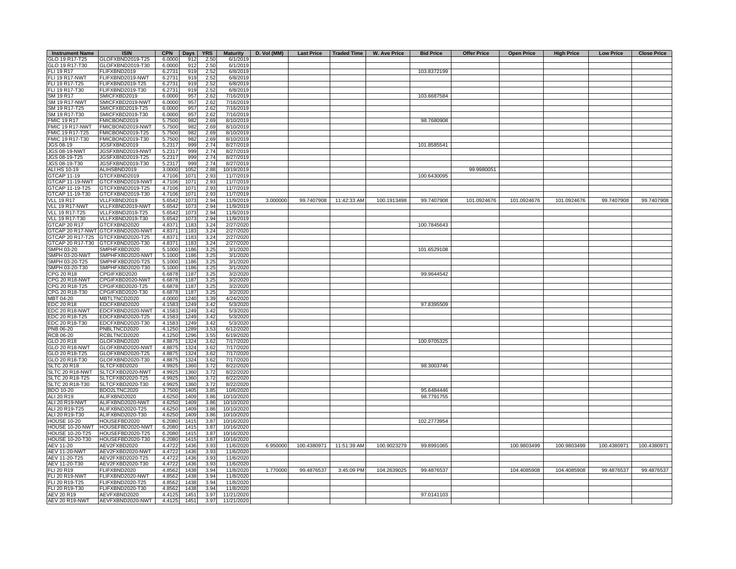| Instrument Name | ISIN | CPN | Days | YRS | Maturity | D. Vol (MM) | Last Price | Traded Time | W. Ave Price | Bid Price | Offer Price | Open Price | High Price | Low Price | Close Price |
|---|---|---|---|---|---|---|---|---|---|---|---|---|---|---|---|
| GLO 19 R17-T25 | GLOFXBND2019-T25 | 6.0000 | 912 | 2.50 | 6/1/2019 | | | | | | | | | | |
| GLO 19 R17-T30 | GLOFXBND2019-T30 | 6.0000 | 912 | 2.50 | 6/1/2019 | | | | | | | | | | |
| FLI 19 R17 | FLIFXBND2019 | 6.2731 | 919 | 2.52 | 6/8/2019 | | | | | 103.8372199 | | | | | |
| FLI 19 R17-NWT | FLIFXBND2019-NWT | 6.2731 | 919 | 2.52 | 6/8/2019 | | | | | | | | | | |
| FLI 19 R17-T25 | FLIFXBND2019-T25 | 6.2731 | 919 | 2.52 | 6/8/2019 | | | | | | | | | | |
| FLI 19 R17-T30 | FLIFXBND2019-T30 | 6.2731 | 919 | 2.52 | 6/8/2019 | | | | | | | | | | |
| SM 19 R17 | SMICFXBD2019 | 6.0000 | 957 | 2.62 | 7/16/2019 | | | | | 103.6687584 | | | | | |
| SM 19 R17-NWT | SMICFXBD2019-NWT | 6.0000 | 957 | 2.62 | 7/16/2019 | | | | | | | | | | |
| SM 19 R17-T25 | SMICFXBD2019-T25 | 6.0000 | 957 | 2.62 | 7/16/2019 | | | | | | | | | | |
| SM 19 R17-T30 | SMICFXBD2019-T30 | 6.0000 | 957 | 2.62 | 7/16/2019 | | | | | | | | | | |
| FMIC 19 R17 | FMICBOND2019 | 5.7500 | 982 | 2.69 | 8/10/2019 | | | | | 98.7680908 | | | | | |
| FMIC 19 R17-NWT | FMICBOND2019-NWT | 5.7500 | 982 | 2.69 | 8/10/2019 | | | | | | | | | | |
| FMIC 19 R17-T25 | FMICBOND2019-T25 | 5.7500 | 982 | 2.69 | 8/10/2019 | | | | | | | | | | |
| FMIC 19 R17-T30 | FMICBOND2019-T30 | 5.7500 | 982 | 2.69 | 8/10/2019 | | | | | | | | | | |
| JGS 08-19 | JGSFXBND2019 | 5.2317 | 999 | 2.74 | 8/27/2019 | | | | | 101.8585541 | | | | | |
| JGS 08-19-NWT | JGSFXBND2019-NWT | 5.2317 | 999 | 2.74 | 8/27/2019 | | | | | | | | | | |
| JGS 08-19-T25 | JGSFXBND2019-T25 | 5.2317 | 999 | 2.74 | 8/27/2019 | | | | | | | | | | |
| JGS 08-19-T30 | JGSFXBND2019-T30 | 5.2317 | 999 | 2.74 | 8/27/2019 | | | | | | | | | | |
| ALI HS 10-19 | ALIHSBND2019 | 3.0000 | 1052 | 2.88 | 10/19/2019 | | | | | | 99.9980051 | | | | |
| GTCAP 11-19 | GTCFXBND2019 | 4.7106 | 1071 | 2.93 | 11/7/2019 | | | | | 100.6430095 | | | | | |
| GTCAP 11-19-NWT | GTCFXBND2019-NWT | 4.7106 | 1071 | 2.93 | 11/7/2019 | | | | | | | | | | |
| GTCAP 11-19-T25 | GTCFXBND2019-T25 | 4.7106 | 1071 | 2.93 | 11/7/2019 | | | | | | | | | | |
| GTCAP 11-19-T30 | GTCFXBND2019-T30 | 4.7106 | 1071 | 2.93 | 11/7/2019 | | | | | | | | | | |
| VLL 19 R17 | VLLFXBND2019 | 5.6542 | 1073 | 2.94 | 11/9/2019 | 3.000000 | 99.7407908 | 11:42:33 AM | 100.1913498 | 99.7407908 | 101.0924676 | 101.0924676 | 101.0924676 | 99.7407908 | 99.7407908 |
| VLL 19 R17-NWT | VLLFXBND2019-NWT | 5.6542 | 1073 | 2.94 | 11/9/2019 | | | | | | | | | | |
| VLL 19 R17-T25 | VLLFXBND2019-T25 | 5.6542 | 1073 | 2.94 | 11/9/2019 | | | | | | | | | | |
| VLL 19 R17-T30 | VLLFXBND2019-T30 | 5.6542 | 1073 | 2.94 | 11/9/2019 | | | | | | | | | | |
| GTCAP 20 R17 | GTCFXBND2020 | 4.8371 | 1183 | 3.24 | 2/27/2020 | | | | | 100.7845643 | | | | | |
| GTCAP 20 R17-NWT | GTCFXBND2020-NWT | 4.8371 | 1183 | 3.24 | 2/27/2020 | | | | | | | | | | |
| GTCAP 20 R17-T25 | GTCFXBND2020-T25 | 4.8371 | 1183 | 3.24 | 2/27/2020 | | | | | | | | | | |
| GTCAP 20 R17-T30 | GTCFXBND2020-T30 | 4.8371 | 1183 | 3.24 | 2/27/2020 | | | | | | | | | | |
| SMPH 03-20 | SMPHFXBD2020 | 5.1000 | 1186 | 3.25 | 3/1/2020 | | | | | 101.6529108 | | | | | |
| SMPH 03-20-NWT | SMPHFXBD2020-NWT | 5.1000 | 1186 | 3.25 | 3/1/2020 | | | | | | | | | | |
| SMPH 03-20-T25 | SMPHFXBD2020-T25 | 5.1000 | 1186 | 3.25 | 3/1/2020 | | | | | | | | | | |
| SMPH 03-20-T30 | SMPHFXBD2020-T30 | 5.1000 | 1186 | 3.25 | 3/1/2020 | | | | | | | | | | |
| CPG 20 R18 | CPGIFXBD2020 | 6.6878 | 1187 | 3.25 | 3/2/2020 | | | | | 99.9644542 | | | | | |
| CPG 20 R18-NWT | CPGIFXBD2020-NWT | 6.6878 | 1187 | 3.25 | 3/2/2020 | | | | | | | | | | |
| CPG 20 R18-T25 | CPGIFXBD2020-T25 | 6.6878 | 1187 | 3.25 | 3/2/2020 | | | | | | | | | | |
| CPG 20 R18-T30 | CPGIFXBD2020-T30 | 6.6878 | 1187 | 3.25 | 3/2/2020 | | | | | | | | | | |
| MBT 04-20 | MBTLTNCD2020 | 4.0000 | 1240 | 3.39 | 4/24/2020 | | | | | | | | | | |
| EDC 20 R18 | EDCFXBND2020 | 4.1583 | 1249 | 3.42 | 5/3/2020 | | | | | 97.8395509 | | | | | |
| EDC 20 R18-NWT | EDCFXBND2020-NWT | 4.1583 | 1249 | 3.42 | 5/3/2020 | | | | | | | | | | |
| EDC 20 R18-T25 | EDCFXBND2020-T25 | 4.1583 | 1249 | 3.42 | 5/3/2020 | | | | | | | | | | |
| EDC 20 R18-T30 | EDCFXBND2020-T30 | 4.1583 | 1249 | 3.42 | 5/3/2020 | | | | | | | | | | |
| PNB 06-20 | PNBLTNCD2020 | 4.1250 | 1289 | 3.53 | 6/12/2020 | | | | | | | | | | |
| RCB 06-20 | RCBLTNCD2020 | 4.1250 | 1296 | 3.55 | 6/19/2020 | | | | | | | | | | |
| GLO 20 R18 | GLOFXBND2020 | 4.8875 | 1324 | 3.62 | 7/17/2020 | | | | | 100.9705325 | | | | | |
| GLO 20 R18-NWT | GLOFXBND2020-NWT | 4.8875 | 1324 | 3.62 | 7/17/2020 | | | | | | | | | | |
| GLO 20 R18-T25 | GLOFXBND2020-T25 | 4.8875 | 1324 | 3.62 | 7/17/2020 | | | | | | | | | | |
| GLO 20 R18-T30 | GLOFXBND2020-T30 | 4.8875 | 1324 | 3.62 | 7/17/2020 | | | | | | | | | | |
| SLTC 20 R18 | SLTCFXBD2020 | 4.9925 | 1360 | 3.72 | 8/22/2020 | | | | | 98.3003746 | | | | | |
| SLTC 20 R18-NWT | SLTCFXBD2020-NWT | 4.9925 | 1360 | 3.72 | 8/22/2020 | | | | | | | | | | |
| SLTC 20 R18-T25 | SLTCFXBD2020-T25 | 4.9925 | 1360 | 3.72 | 8/22/2020 | | | | | | | | | | |
| SLTC 20 R18-T30 | SLTCFXBD2020-T30 | 4.9925 | 1360 | 3.72 | 8/22/2020 | | | | | | | | | | |
| BDO 10-20 | BDO2LTNC2020 | 3.7500 | 1405 | 3.85 | 10/6/2020 | | | | | 95.6484446 | | | | | |
| ALI 20 R19 | ALIFXBND2020 | 4.6250 | 1409 | 3.86 | 10/10/2020 | | | | | 98.7791755 | | | | | |
| ALI 20 R19-NWT | ALIFXBND2020-NWT | 4.6250 | 1409 | 3.86 | 10/10/2020 | | | | | | | | | | |
| ALI 20 R19-T25 | ALIFXBND2020-T25 | 4.6250 | 1409 | 3.86 | 10/10/2020 | | | | | | | | | | |
| ALI 20 R19-T30 | ALIFXBND2020-T30 | 4.6250 | 1409 | 3.86 | 10/10/2020 | | | | | | | | | | |
| HOUSE 10-20 | HOUSEFBD2020 | 6.2080 | 1415 | 3.87 | 10/16/2020 | | | | | 102.2773954 | | | | | |
| HOUSE 10-20-NWT | HOUSEFBD2020-NWT | 6.2080 | 1415 | 3.87 | 10/16/2020 | | | | | | | | | | |
| HOUSE 10-20-T25 | HOUSEFBD2020-T25 | 6.2080 | 1415 | 3.87 | 10/16/2020 | | | | | | | | | | |
| HOUSE 10-20-T30 | HOUSEFBD2020-T30 | 6.2080 | 1415 | 3.87 | 10/16/2020 | | | | | | | | | | |
| AEV 11-20 | AEV2FXBD2020 | 4.4722 | 1436 | 3.93 | 11/6/2020 | 6.950000 | 100.4380971 | 11:51:39 AM | 100.9023279 | 99.8991065 | | 100.9803499 | 100.9803499 | 100.4380971 | 100.4380971 |
| AEV 11-20-NWT | AEV2FXBD2020-NWT | 4.4722 | 1436 | 3.93 | 11/6/2020 | | | | | | | | | | |
| AEV 11-20-T25 | AEV2FXBD2020-T25 | 4.4722 | 1436 | 3.93 | 11/6/2020 | | | | | | | | | | |
| AEV 11-20-T30 | AEV2FXBD2020-T30 | 4.4722 | 1436 | 3.93 | 11/6/2020 | | | | | | | | | | |
| FLI 20 R19 | FLIFXBND2020 | 4.8562 | 1438 | 3.94 | 11/8/2020 | 1.770000 | 99.4876537 | 3:45:09 PM | 104.2639025 | 99.4876537 | | 104.4085908 | 104.4085908 | 99.4876537 | 99.4876537 |
| FLI 20 R19-NWT | FLIFXBND2020-NWT | 4.8562 | 1438 | 3.94 | 11/8/2020 | | | | | | | | | | |
| FLI 20 R19-T25 | FLIFXBND2020-T25 | 4.8562 | 1438 | 3.94 | 11/8/2020 | | | | | | | | | | |
| FLI 20 R19-T30 | FLIFXBND2020-T30 | 4.8562 | 1438 | 3.94 | 11/8/2020 | | | | | | | | | | |
| AEV 20 R19 | AEVFXBND2020 | 4.4125 | 1451 | 3.97 | 11/21/2020 | | | | | 97.0141103 | | | | | |
| AEV 20 R19-NWT | AEVFXBND2020-NWT | 4.4125 | 1451 | 3.97 | 11/21/2020 | | | | | | | | | | |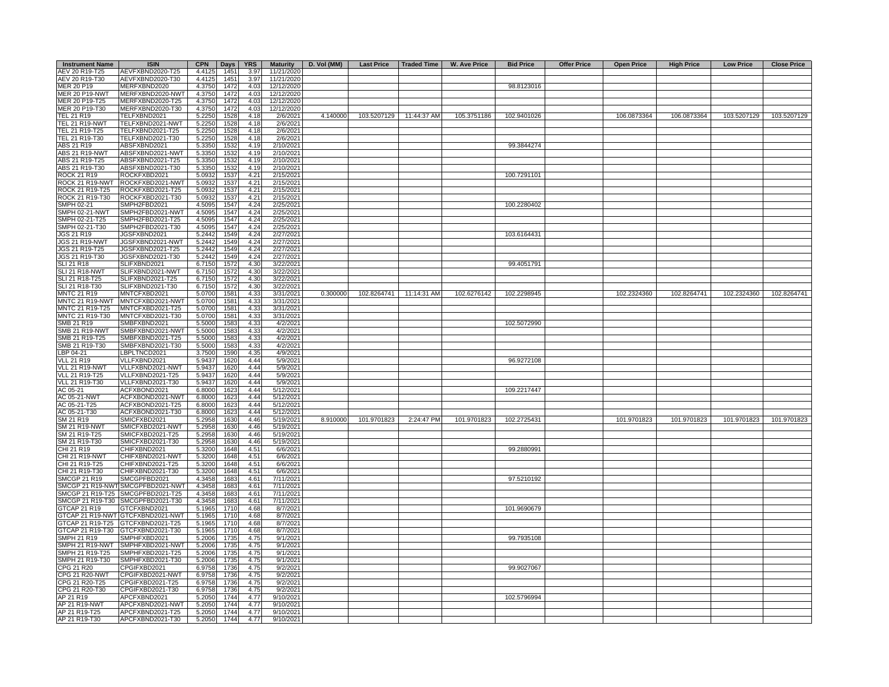| Instrument Name | ISIN | CPN | Days | YRS | Maturity | D. Vol (MM) | Last Price | Traded Time | W. Ave Price | Bid Price | Offer Price | Open Price | High Price | Low Price | Close Price |
|---|---|---|---|---|---|---|---|---|---|---|---|---|---|---|---|
| AEV 20 R19-T25 | AEVFXBND2020-T25 | 4.4125 | 1451 | 3.97 | 11/21/2020 | | | | | | | | | | |
| AEV 20 R19-T30 | AEVFXBND2020-T30 | 4.4125 | 1451 | 3.97 | 11/21/2020 | | | | | | | | | | |
| MER 20 P19 | MERFXBND2020 | 4.3750 | 1472 | 4.03 | 12/12/2020 | | | | | 98.8123016 | | | | | |
| MER 20 P19-NWT | MERFXBND2020-NWT | 4.3750 | 1472 | 4.03 | 12/12/2020 | | | | | | | | | | |
| MER 20 P19-T25 | MERFXBND2020-T25 | 4.3750 | 1472 | 4.03 | 12/12/2020 | | | | | | | | | | |
| MER 20 P19-T30 | MERFXBND2020-T30 | 4.3750 | 1472 | 4.03 | 12/12/2020 | | | | | | | | | | |
| TEL 21 R19 | TELFXBND2021 | 5.2250 | 1528 | 4.18 | 2/6/2021 | 4.140000 | 103.5207129 | 11:44:37 AM | 105.3751186 | 102.9401026 | | 106.0873364 | 106.0873364 | 103.5207129 | 103.5207129 |
| TEL 21 R19-NWT | TELFXBND2021-NWT | 5.2250 | 1528 | 4.18 | 2/6/2021 | | | | | | | | | | |
| TEL 21 R19-T25 | TELFXBND2021-T25 | 5.2250 | 1528 | 4.18 | 2/6/2021 | | | | | | | | | | |
| TEL 21 R19-T30 | TELFXBND2021-T30 | 5.2250 | 1528 | 4.18 | 2/6/2021 | | | | | | | | | | |
| ABS 21 R19 | ABSFXBND2021 | 5.3350 | 1532 | 4.19 | 2/10/2021 | | | | | 99.3844274 | | | | | |
| ABS 21 R19-NWT | ABSFXBND2021-NWT | 5.3350 | 1532 | 4.19 | 2/10/2021 | | | | | | | | | | |
| ABS 21 R19-T25 | ABSFXBND2021-T25 | 5.3350 | 1532 | 4.19 | 2/10/2021 | | | | | | | | | | |
| ABS 21 R19-T30 | ABSFXBND2021-T30 | 5.3350 | 1532 | 4.19 | 2/10/2021 | | | | | | | | | | |
| ROCK 21 R19 | ROCKFXBD2021 | 5.0932 | 1537 | 4.21 | 2/15/2021 | | | | | 100.7291101 | | | | | |
| ROCK 21 R19-NWT | ROCKFXBD2021-NWT | 5.0932 | 1537 | 4.21 | 2/15/2021 | | | | | | | | | | |
| ROCK 21 R19-T25 | ROCKFXBD2021-T25 | 5.0932 | 1537 | 4.21 | 2/15/2021 | | | | | | | | | | |
| ROCK 21 R19-T30 | ROCKFXBD2021-T30 | 5.0932 | 1537 | 4.21 | 2/15/2021 | | | | | | | | | | |
| SMPH 02-21 | SMPH2FBD2021 | 4.5095 | 1547 | 4.24 | 2/25/2021 | | | | | 100.2280402 | | | | | |
| SMPH 02-21-NWT | SMPH2FBD2021-NWT | 4.5095 | 1547 | 4.24 | 2/25/2021 | | | | | | | | | | |
| SMPH 02-21-T25 | SMPH2FBD2021-T25 | 4.5095 | 1547 | 4.24 | 2/25/2021 | | | | | | | | | | |
| SMPH 02-21-T30 | SMPH2FBD2021-T30 | 4.5095 | 1547 | 4.24 | 2/25/2021 | | | | | | | | | | |
| JGS 21 R19 | JGSFXBND2021 | 5.2442 | 1549 | 4.24 | 2/27/2021 | | | | | 103.6164431 | | | | | |
| JGS 21 R19-NWT | JGSFXBND2021-NWT | 5.2442 | 1549 | 4.24 | 2/27/2021 | | | | | | | | | | |
| JGS 21 R19-T25 | JGSFXBND2021-T25 | 5.2442 | 1549 | 4.24 | 2/27/2021 | | | | | | | | | | |
| JGS 21 R19-T30 | JGSFXBND2021-T30 | 5.2442 | 1549 | 4.24 | 2/27/2021 | | | | | | | | | | |
| SLI 21 R18 | SLIFXBND2021 | 6.7150 | 1572 | 4.30 | 3/22/2021 | | | | | 99.4051791 | | | | | |
| SLI 21 R18-NWT | SLIFXBND2021-NWT | 6.7150 | 1572 | 4.30 | 3/22/2021 | | | | | | | | | | |
| SLI 21 R18-T25 | SLIFXBND2021-T25 | 6.7150 | 1572 | 4.30 | 3/22/2021 | | | | | | | | | | |
| SLI 21 R18-T30 | SLIFXBND2021-T30 | 6.7150 | 1572 | 4.30 | 3/22/2021 | | | | | | | | | | |
| MNTC 21 R19 | MNTCFXBD2021 | 5.0700 | 1581 | 4.33 | 3/31/2021 | 0.300000 | 102.8264741 | 11:14:31 AM | 102.6276142 | 102.2298945 | | 102.2324360 | 102.8264741 | 102.2324360 | 102.8264741 |
| MNTC 21 R19-NWT | MNTCFXBD2021-NWT | 5.0700 | 1581 | 4.33 | 3/31/2021 | | | | | | | | | | |
| MNTC 21 R19-T25 | MNTCFXBD2021-T25 | 5.0700 | 1581 | 4.33 | 3/31/2021 | | | | | | | | | | |
| MNTC 21 R19-T30 | MNTCFXBD2021-T30 | 5.0700 | 1581 | 4.33 | 3/31/2021 | | | | | | | | | | |
| SMB 21 R19 | SMBFXBND2021 | 5.5000 | 1583 | 4.33 | 4/2/2021 | | | | | 102.5072990 | | | | | |
| SMB 21 R19-NWT | SMBFXBND2021-NWT | 5.5000 | 1583 | 4.33 | 4/2/2021 | | | | | | | | | | |
| SMB 21 R19-T25 | SMBFXBND2021-T25 | 5.5000 | 1583 | 4.33 | 4/2/2021 | | | | | | | | | | |
| SMB 21 R19-T30 | SMBFXBND2021-T30 | 5.5000 | 1583 | 4.33 | 4/2/2021 | | | | | | | | | | |
| LBP 04-21 | LBPLTNCD2021 | 3.7500 | 1590 | 4.35 | 4/9/2021 | | | | | | | | | | |
| VLL 21 R19 | VLLFXBND2021 | 5.9437 | 1620 | 4.44 | 5/9/2021 | | | | | 96.9272108 | | | | | |
| VLL 21 R19-NWT | VLLFXBND2021-NWT | 5.9437 | 1620 | 4.44 | 5/9/2021 | | | | | | | | | | |
| VLL 21 R19-T25 | VLLFXBND2021-T25 | 5.9437 | 1620 | 4.44 | 5/9/2021 | | | | | | | | | | |
| VLL 21 R19-T30 | VLLFXBND2021-T30 | 5.9437 | 1620 | 4.44 | 5/9/2021 | | | | | | | | | | |
| AC 05-21 | ACFXBOND2021 | 6.8000 | 1623 | 4.44 | 5/12/2021 | | | | | 109.2217447 | | | | | |
| AC 05-21-NWT | ACFXBOND2021-NWT | 6.8000 | 1623 | 4.44 | 5/12/2021 | | | | | | | | | | |
| AC 05-21-T25 | ACFXBOND2021-T25 | 6.8000 | 1623 | 4.44 | 5/12/2021 | | | | | | | | | | |
| AC 05-21-T30 | ACFXBOND2021-T30 | 6.8000 | 1623 | 4.44 | 5/12/2021 | | | | | | | | | | |
| SM 21 R19 | SMICFXBD2021 | 5.2958 | 1630 | 4.46 | 5/19/2021 | 8.910000 | 101.9701823 | 2:24:47 PM | 101.9701823 | 102.2725431 | | 101.9701823 | 101.9701823 | 101.9701823 | 101.9701823 |
| SM 21 R19-NWT | SMICFXBD2021-NWT | 5.2958 | 1630 | 4.46 | 5/19/2021 | | | | | | | | | | |
| SM 21 R19-T25 | SMICFXBD2021-T25 | 5.2958 | 1630 | 4.46 | 5/19/2021 | | | | | | | | | | |
| SM 21 R19-T30 | SMICFXBD2021-T30 | 5.2958 | 1630 | 4.46 | 5/19/2021 | | | | | | | | | | |
| CHI 21 R19 | CHIFXBND2021 | 5.3200 | 1648 | 4.51 | 6/6/2021 | | | | | 99.2880991 | | | | | |
| CHI 21 R19-NWT | CHIFXBND2021-NWT | 5.3200 | 1648 | 4.51 | 6/6/2021 | | | | | | | | | | |
| CHI 21 R19-T25 | CHIFXBND2021-T25 | 5.3200 | 1648 | 4.51 | 6/6/2021 | | | | | | | | | | |
| CHI 21 R19-T30 | CHIFXBND2021-T30 | 5.3200 | 1648 | 4.51 | 6/6/2021 | | | | | | | | | | |
| SMCGP 21 R19 | SMCGPFBD2021 | 4.3458 | 1683 | 4.61 | 7/11/2021 | | | | | 97.5210192 | | | | | |
| SMCGP 21 R19-NWT | SMCGPFBD2021-NWT | 4.3458 | 1683 | 4.61 | 7/11/2021 | | | | | | | | | | |
| SMCGP 21 R19-T25 | SMCGPFBD2021-T25 | 4.3458 | 1683 | 4.61 | 7/11/2021 | | | | | | | | | | |
| SMCGP 21 R19-T30 | SMCGPFBD2021-T30 | 4.3458 | 1683 | 4.61 | 7/11/2021 | | | | | | | | | | |
| GTCAP 21 R19 | GTCFXBND2021 | 5.1965 | 1710 | 4.68 | 8/7/2021 | | | | | 101.9690679 | | | | | |
| GTCAP 21 R19-NWT | GTCFXBND2021-NWT | 5.1965 | 1710 | 4.68 | 8/7/2021 | | | | | | | | | | |
| GTCAP 21 R19-T25 | GTCFXBND2021-T25 | 5.1965 | 1710 | 4.68 | 8/7/2021 | | | | | | | | | | |
| GTCAP 21 R19-T30 | GTCFXBND2021-T30 | 5.1965 | 1710 | 4.68 | 8/7/2021 | | | | | | | | | | |
| SMPH 21 R19 | SMPHFXBD2021 | 5.2006 | 1735 | 4.75 | 9/1/2021 | | | | | 99.7935108 | | | | | |
| SMPH 21 R19-NWT | SMPHFXBD2021-NWT | 5.2006 | 1735 | 4.75 | 9/1/2021 | | | | | | | | | | |
| SMPH 21 R19-T25 | SMPHFXBD2021-T25 | 5.2006 | 1735 | 4.75 | 9/1/2021 | | | | | | | | | | |
| SMPH 21 R19-T30 | SMPHFXBD2021-T30 | 5.2006 | 1735 | 4.75 | 9/1/2021 | | | | | | | | | | |
| CPG 21 R20 | CPGIFXBD2021 | 6.9758 | 1736 | 4.75 | 9/2/2021 | | | | | 99.9027067 | | | | | |
| CPG 21 R20-NWT | CPGIFXBD2021-NWT | 6.9758 | 1736 | 4.75 | 9/2/2021 | | | | | | | | | | |
| CPG 21 R20-T25 | CPGIFXBD2021-T25 | 6.9758 | 1736 | 4.75 | 9/2/2021 | | | | | | | | | | |
| CPG 21 R20-T30 | CPGIFXBD2021-T30 | 6.9758 | 1736 | 4.75 | 9/2/2021 | | | | | | | | | | |
| AP 21 R19 | APCFXBND2021 | 5.2050 | 1744 | 4.77 | 9/10/2021 | | | | | 102.5796994 | | | | | |
| AP 21 R19-NWT | APCFXBND2021-NWT | 5.2050 | 1744 | 4.77 | 9/10/2021 | | | | | | | | | | |
| AP 21 R19-T25 | APCFXBND2021-T25 | 5.2050 | 1744 | 4.77 | 9/10/2021 | | | | | | | | | | |
| AP 21 R19-T30 | APCFXBND2021-T30 | 5.2050 | 1744 | 4.77 | 9/10/2021 | | | | | | | | | | |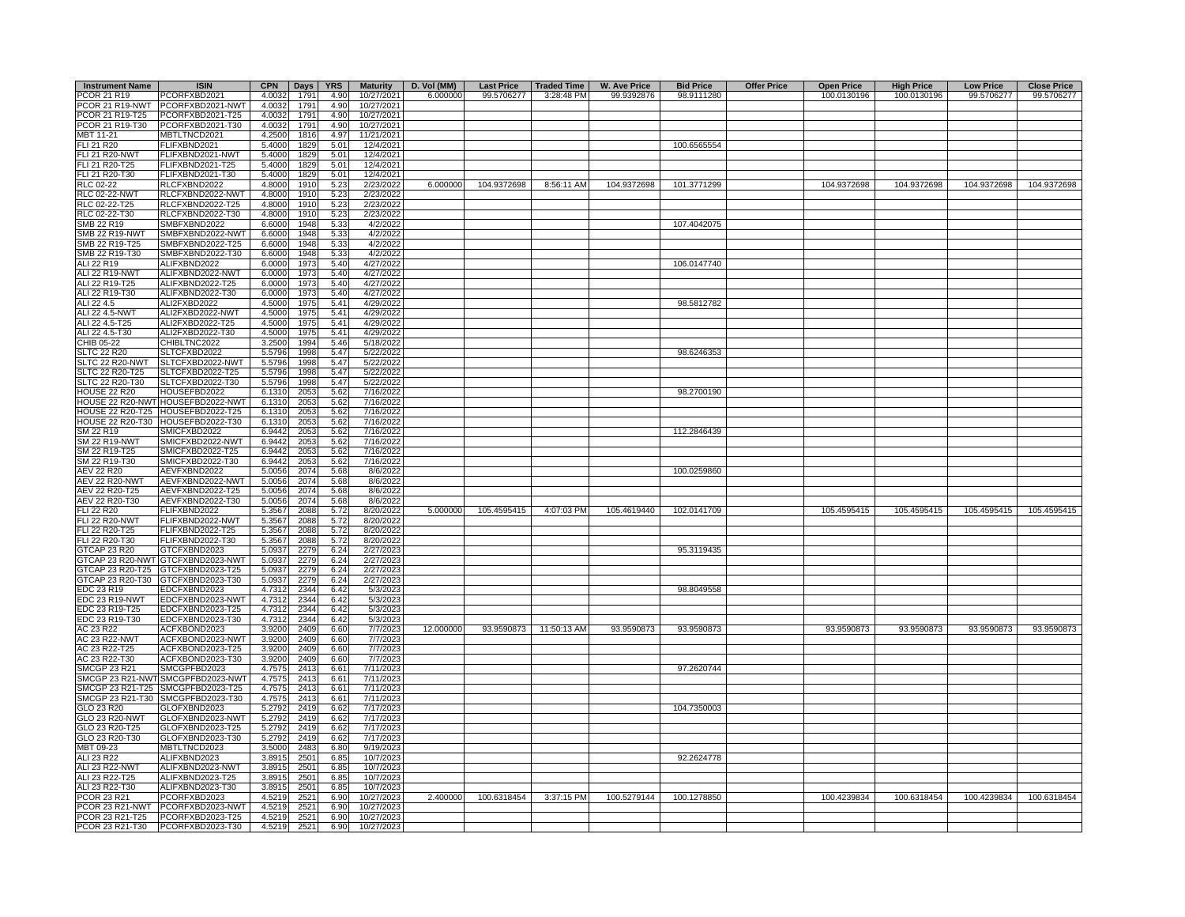| Instrument Name | ISIN | CPN | Days | YRS | Maturity | D. Vol (MM) | Last Price | Traded Time | W. Ave Price | Bid Price | Offer Price | Open Price | High Price | Low Price | Close Price |
|---|---|---|---|---|---|---|---|---|---|---|---|---|---|---|---|
| PCOR 21 R19 | PCORFXBD2021 | 4.0032 | 1791 | 4.90 | 10/27/2021 | 6.000000 | 99.5706277 | 3:28:48 PM | 99.9392876 | 98.9111280 | | 100.0130196 | 100.0130196 | 99.5706277 | 99.5706277 |
| PCOR 21 R19-NWT | PCORFXBD2021-NWT | 4.0032 | 1791 | 4.90 | 10/27/2021 | | | | | | | | | | |
| PCOR 21 R19-T25 | PCORFXBD2021-T25 | 4.0032 | 1791 | 4.90 | 10/27/2021 | | | | | | | | | | |
| PCOR 21 R19-T30 | PCORFXBD2021-T30 | 4.0032 | 1791 | 4.90 | 10/27/2021 | | | | | | | | | | |
| MBT 11-21 | MBTLTNCD2021 | 4.2500 | 1816 | 4.97 | 11/21/2021 | | | | | | | | | | |
| FLI 21 R20 | FLIFXBND2021 | 5.4000 | 1829 | 5.01 | 12/4/2021 | | | | | 100.6565554 | | | | | |
| FLI 21 R20-NWT | FLIFXBND2021-NWT | 5.4000 | 1829 | 5.01 | 12/4/2021 | | | | | | | | | | |
| FLI 21 R20-T25 | FLIFXBND2021-T25 | 5.4000 | 1829 | 5.01 | 12/4/2021 | | | | | | | | | | |
| FLI 21 R20-T30 | FLIFXBND2021-T30 | 5.4000 | 1829 | 5.01 | 12/4/2021 | | | | | | | | | | |
| RLC 02-22 | RLCFXBND2022 | 4.8000 | 1910 | 5.23 | 2/23/2022 | 6.000000 | 104.9372698 | 8:56:11 AM | 104.9372698 | 101.3771299 | | 104.9372698 | 104.9372698 | 104.9372698 | 104.9372698 |
| RLC 02-22-NWT | RLCFXBND2022-NWT | 4.8000 | 1910 | 5.23 | 2/23/2022 | | | | | | | | | | |
| RLC 02-22-T25 | RLCFXBND2022-T25 | 4.8000 | 1910 | 5.23 | 2/23/2022 | | | | | | | | | | |
| RLC 02-22-T30 | RLCFXBND2022-T30 | 4.8000 | 1910 | 5.23 | 2/23/2022 | | | | | | | | | | |
| SMB 22 R19 | SMBFXBND2022 | 6.6000 | 1948 | 5.33 | 4/2/2022 | | | | | 107.4042075 | | | | | |
| SMB 22 R19-NWT | SMBFXBND2022-NWT | 6.6000 | 1948 | 5.33 | 4/2/2022 | | | | | | | | | | |
| SMB 22 R19-T25 | SMBFXBND2022-T25 | 6.6000 | 1948 | 5.33 | 4/2/2022 | | | | | | | | | | |
| SMB 22 R19-T30 | SMBFXBND2022-T30 | 6.6000 | 1948 | 5.33 | 4/2/2022 | | | | | | | | | | |
| ALI 22 R19 | ALIFXBND2022 | 6.0000 | 1973 | 5.40 | 4/27/2022 | | | | | 106.0147740 | | | | | |
| ALI 22 R19-NWT | ALIFXBND2022-NWT | 6.0000 | 1973 | 5.40 | 4/27/2022 | | | | | | | | | | |
| ALI 22 R19-T25 | ALIFXBND2022-T25 | 6.0000 | 1973 | 5.40 | 4/27/2022 | | | | | | | | | | |
| ALI 22 R19-T30 | ALIFXBND2022-T30 | 6.0000 | 1973 | 5.40 | 4/27/2022 | | | | | | | | | | |
| ALI 22 4.5 | ALI2FXBD2022 | 4.5000 | 1975 | 5.41 | 4/29/2022 | | | | | 98.5812782 | | | | | |
| ALI 22 4.5-NWT | ALI2FXBD2022-NWT | 4.5000 | 1975 | 5.41 | 4/29/2022 | | | | | | | | | | |
| ALI 22 4.5-T25 | ALI2FXBD2022-T25 | 4.5000 | 1975 | 5.41 | 4/29/2022 | | | | | | | | | | |
| ALI 22 4.5-T30 | ALI2FXBD2022-T30 | 4.5000 | 1975 | 5.41 | 4/29/2022 | | | | | | | | | | |
| CHIB 05-22 | CHIBLTNC2022 | 3.2500 | 1994 | 5.46 | 5/18/2022 | | | | | | | | | | |
| SLTC 22 R20 | SLTCFXBD2022 | 5.5796 | 1998 | 5.47 | 5/22/2022 | | | | | 98.6246353 | | | | | |
| SLTC 22 R20-NWT | SLTCFXBD2022-NWT | 5.5796 | 1998 | 5.47 | 5/22/2022 | | | | | | | | | | |
| SLTC 22 R20-T25 | SLTCFXBD2022-T25 | 5.5796 | 1998 | 5.47 | 5/22/2022 | | | | | | | | | | |
| SLTC 22 R20-T30 | SLTCFXBD2022-T30 | 5.5796 | 1998 | 5.47 | 5/22/2022 | | | | | | | | | | |
| HOUSE 22 R20 | HOUSEFBD2022 | 6.1310 | 2053 | 5.62 | 7/16/2022 | | | | | 98.2700190 | | | | | |
| HOUSE 22 R20-NWT | HOUSEFBD2022-NWT | 6.1310 | 2053 | 5.62 | 7/16/2022 | | | | | | | | | | |
| HOUSE 22 R20-T25 | HOUSEFBD2022-T25 | 6.1310 | 2053 | 5.62 | 7/16/2022 | | | | | | | | | | |
| HOUSE 22 R20-T30 | HOUSEFBD2022-T30 | 6.1310 | 2053 | 5.62 | 7/16/2022 | | | | | | | | | | |
| SM 22 R19 | SMICFXBD2022 | 6.9442 | 2053 | 5.62 | 7/16/2022 | | | | | 112.2846439 | | | | | |
| SM 22 R19-NWT | SMICFXBD2022-NWT | 6.9442 | 2053 | 5.62 | 7/16/2022 | | | | | | | | | | |
| SM 22 R19-T25 | SMICFXBD2022-T25 | 6.9442 | 2053 | 5.62 | 7/16/2022 | | | | | | | | | | |
| SM 22 R19-T30 | SMICFXBD2022-T30 | 6.9442 | 2053 | 5.62 | 7/16/2022 | | | | | | | | | | |
| AEV 22 R20 | AEVFXBND2022 | 5.0056 | 2074 | 5.68 | 8/6/2022 | | | | | 100.0259860 | | | | | |
| AEV 22 R20-NWT | AEVFXBND2022-NWT | 5.0056 | 2074 | 5.68 | 8/6/2022 | | | | | | | | | | |
| AEV 22 R20-T25 | AEVFXBND2022-T25 | 5.0056 | 2074 | 5.68 | 8/6/2022 | | | | | | | | | | |
| AEV 22 R20-T30 | AEVFXBND2022-T30 | 5.0056 | 2074 | 5.68 | 8/6/2022 | | | | | | | | | | |
| FLI 22 R20 | FLIFXBND2022 | 5.3567 | 2088 | 5.72 | 8/20/2022 | 5.000000 | 105.4595415 | 4:07:03 PM | 105.4619440 | 102.0141709 | | 105.4595415 | 105.4595415 | 105.4595415 | 105.4595415 |
| FLI 22 R20-NWT | FLIFXBND2022-NWT | 5.3567 | 2088 | 5.72 | 8/20/2022 | | | | | | | | | | |
| FLI 22 R20-T25 | FLIFXBND2022-T25 | 5.3567 | 2088 | 5.72 | 8/20/2022 | | | | | | | | | | |
| FLI 22 R20-T30 | FLIFXBND2022-T30 | 5.3567 | 2088 | 5.72 | 8/20/2022 | | | | | | | | | | |
| GTCAP 23 R20 | GTCFXBND2023 | 5.0937 | 2279 | 6.24 | 2/27/2023 | | | | | 95.3119435 | | | | | |
| GTCAP 23 R20-NWT | GTCFXBND2023-NWT | 5.0937 | 2279 | 6.24 | 2/27/2023 | | | | | | | | | | |
| GTCAP 23 R20-T25 | GTCFXBND2023-T25 | 5.0937 | 2279 | 6.24 | 2/27/2023 | | | | | | | | | | |
| GTCAP 23 R20-T30 | GTCFXBND2023-T30 | 5.0937 | 2279 | 6.24 | 2/27/2023 | | | | | | | | | | |
| EDC 23 R19 | EDCFXBND2023 | 4.7312 | 2344 | 6.42 | 5/3/2023 | | | | | 98.8049558 | | | | | |
| EDC 23 R19-NWT | EDCFXBND2023-NWT | 4.7312 | 2344 | 6.42 | 5/3/2023 | | | | | | | | | | |
| EDC 23 R19-T25 | EDCFXBND2023-T25 | 4.7312 | 2344 | 6.42 | 5/3/2023 | | | | | | | | | | |
| EDC 23 R19-T30 | EDCFXBND2023-T30 | 4.7312 | 2344 | 6.42 | 5/3/2023 | | | | | | | | | | |
| AC 23 R22 | ACFXBOND2023 | 3.9200 | 2409 | 6.60 | 7/7/2023 | 12.000000 | 93.9590873 | 11:50:13 AM | 93.9590873 | 93.9590873 | | 93.9590873 | 93.9590873 | 93.9590873 | 93.9590873 |
| AC 23 R22-NWT | ACFXBOND2023-NWT | 3.9200 | 2409 | 6.60 | 7/7/2023 | | | | | | | | | | |
| AC 23 R22-T25 | ACFXBOND2023-T25 | 3.9200 | 2409 | 6.60 | 7/7/2023 | | | | | | | | | | |
| AC 23 R22-T30 | ACFXBOND2023-T30 | 3.9200 | 2409 | 6.60 | 7/7/2023 | | | | | | | | | | |
| SMCGP 23 R21 | SMCGPFBD2023 | 4.7575 | 2413 | 6.61 | 7/11/2023 | | | | | 97.2620744 | | | | | |
| SMCGP 23 R21-NWT | SMCGPFBD2023-NWT | 4.7575 | 2413 | 6.61 | 7/11/2023 | | | | | | | | | | |
| SMCGP 23 R21-T25 | SMCGPFBD2023-T25 | 4.7575 | 2413 | 6.61 | 7/11/2023 | | | | | | | | | | |
| SMCGP 23 R21-T30 | SMCGPFBD2023-T30 | 4.7575 | 2413 | 6.61 | 7/11/2023 | | | | | | | | | | |
| GLO 23 R20 | GLOFXBND2023 | 5.2792 | 2419 | 6.62 | 7/17/2023 | | | | | 104.7350003 | | | | | |
| GLO 23 R20-NWT | GLOFXBND2023-NWT | 5.2792 | 2419 | 6.62 | 7/17/2023 | | | | | | | | | | |
| GLO 23 R20-T25 | GLOFXBND2023-T25 | 5.2792 | 2419 | 6.62 | 7/17/2023 | | | | | | | | | | |
| GLO 23 R20-T30 | GLOFXBND2023-T30 | 5.2792 | 2419 | 6.62 | 7/17/2023 | | | | | | | | | | |
| MBT 09-23 | MBTLTNCD2023 | 3.5000 | 2483 | 6.80 | 9/19/2023 | | | | | | | | | | |
| ALI 23 R22 | ALIFXBND2023 | 3.8915 | 2501 | 6.85 | 10/7/2023 | | | | | 92.2624778 | | | | | |
| ALI 23 R22-NWT | ALIFXBND2023-NWT | 3.8915 | 2501 | 6.85 | 10/7/2023 | | | | | | | | | | |
| ALI 23 R22-T25 | ALIFXBND2023-T25 | 3.8915 | 2501 | 6.85 | 10/7/2023 | | | | | | | | | | |
| ALI 23 R22-T30 | ALIFXBND2023-T30 | 3.8915 | 2501 | 6.85 | 10/7/2023 | | | | | | | | | | |
| PCOR 23 R21 | PCORFXBD2023 | 4.5219 | 2521 | 6.90 | 10/27/2023 | 2.400000 | 100.6318454 | 3:37:15 PM | 100.5279144 | 100.1278850 | | 100.4239834 | 100.6318454 | 100.4239834 | 100.6318454 |
| PCOR 23 R21-NWT | PCORFXBD2023-NWT | 4.5219 | 2521 | 6.90 | 10/27/2023 | | | | | | | | | | |
| PCOR 23 R21-T25 | PCORFXBD2023-T25 | 4.5219 | 2521 | 6.90 | 10/27/2023 | | | | | | | | | | |
| PCOR 23 R21-T30 | PCORFXBD2023-T30 | 4.5219 | 2521 | 6.90 | 10/27/2023 | | | | | | | | | | |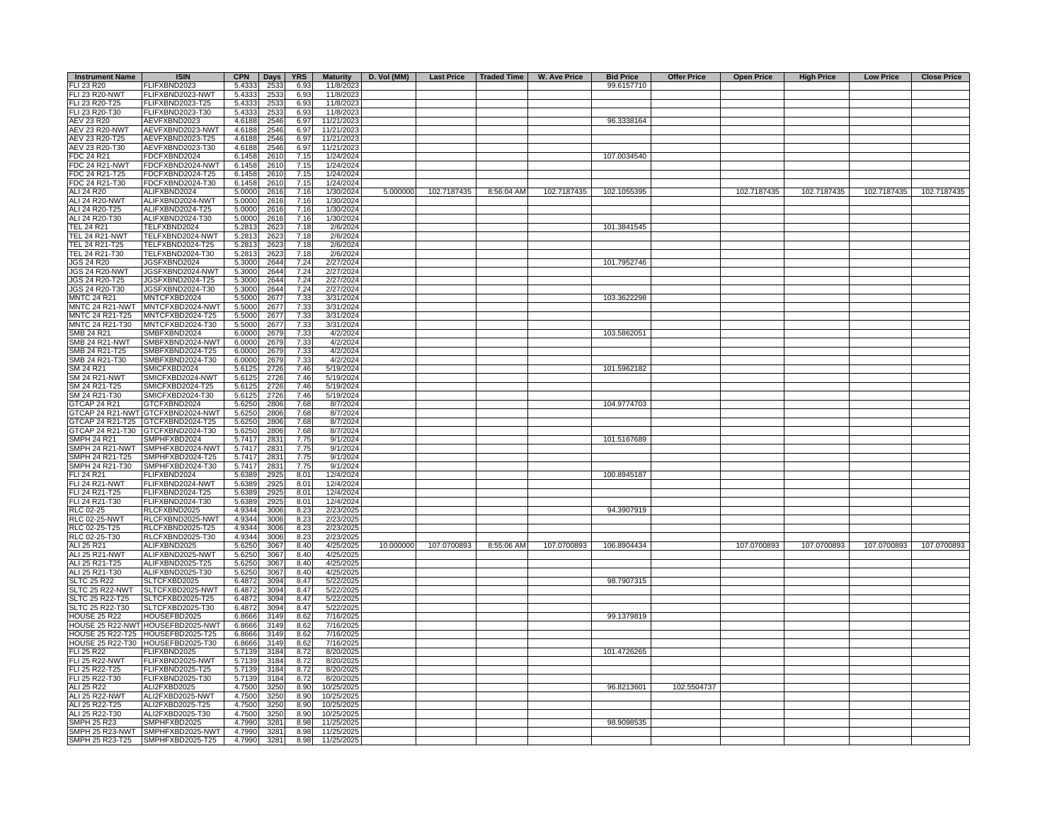| Instrument Name | ISIN | CPN | Days | YRS | Maturity | D. Vol (MM) | Last Price | Traded Time | W. Ave Price | Bid Price | Offer Price | Open Price | High Price | Low Price | Close Price |
|---|---|---|---|---|---|---|---|---|---|---|---|---|---|---|---|
| FLI 23 R20 | FLIFXBND2023 | 5.4333 | 2533 | 6.93 | 11/8/2023 | | | | | 99.6157710 | | | | | |
| FLI 23 R20-NWT | FLIFXBND2023-NWT | 5.4333 | 2533 | 6.93 | 11/8/2023 | | | | | | | | | | |
| FLI 23 R20-T25 | FLIFXBND2023-T25 | 5.4333 | 2533 | 6.93 | 11/8/2023 | | | | | | | | | | |
| FLI 23 R20-T30 | FLIFXBND2023-T30 | 5.4333 | 2533 | 6.93 | 11/8/2023 | | | | | | | | | | |
| AEV 23 R20 | AEVFXBND2023 | 4.6188 | 2546 | 6.97 | 11/21/2023 | | | | | 96.3338164 | | | | | |
| AEV 23 R20-NWT | AEVFXBND2023-NWT | 4.6188 | 2546 | 6.97 | 11/21/2023 | | | | | | | | | | |
| AEV 23 R20-T25 | AEVFXBND2023-T25 | 4.6188 | 2546 | 6.97 | 11/21/2023 | | | | | | | | | | |
| AEV 23 R20-T30 | AEVFXBND2023-T30 | 4.6188 | 2546 | 6.97 | 11/21/2023 | | | | | | | | | | |
| FDC 24 R21 | FDCFXBND2024 | 6.1458 | 2610 | 7.15 | 1/24/2024 | | | | | 107.0034540 | | | | | |
| FDC 24 R21-NWT | FDCFXBND2024-NWT | 6.1458 | 2610 | 7.15 | 1/24/2024 | | | | | | | | | | |
| FDC 24 R21-T25 | FDCFXBND2024-T25 | 6.1458 | 2610 | 7.15 | 1/24/2024 | | | | | | | | | | |
| FDC 24 R21-T30 | FDCFXBND2024-T30 | 6.1458 | 2610 | 7.15 | 1/24/2024 | | | | | | | | | | |
| ALI 24 R20 | ALIFXBND2024 | 5.0000 | 2616 | 7.16 | 1/30/2024 | 5.000000 | 102.7187435 | 8:56:04 AM | 102.7187435 | 102.1055395 | | 102.7187435 | 102.7187435 | 102.7187435 | 102.7187435 |
| ALI 24 R20-NWT | ALIFXBND2024-NWT | 5.0000 | 2616 | 7.16 | 1/30/2024 | | | | | | | | | | |
| ALI 24 R20-T25 | ALIFXBND2024-T25 | 5.0000 | 2616 | 7.16 | 1/30/2024 | | | | | | | | | | |
| ALI 24 R20-T30 | ALIFXBND2024-T30 | 5.0000 | 2616 | 7.16 | 1/30/2024 | | | | | | | | | | |
| TEL 24 R21 | TELFXBND2024 | 5.2813 | 2623 | 7.18 | 2/6/2024 | | | | | 101.3841545 | | | | | |
| TEL 24 R21-NWT | TELFXBND2024-NWT | 5.2813 | 2623 | 7.18 | 2/6/2024 | | | | | | | | | | |
| TEL 24 R21-T25 | TELFXBND2024-T25 | 5.2813 | 2623 | 7.18 | 2/6/2024 | | | | | | | | | | |
| TEL 24 R21-T30 | TELFXBND2024-T30 | 5.2813 | 2623 | 7.18 | 2/6/2024 | | | | | | | | | | |
| JGS 24 R20 | JGSFXBND2024 | 5.3000 | 2644 | 7.24 | 2/27/2024 | | | | | 101.7952746 | | | | | |
| JGS 24 R20-NWT | JGSFXBND2024-NWT | 5.3000 | 2644 | 7.24 | 2/27/2024 | | | | | | | | | | |
| JGS 24 R20-T25 | JGSFXBND2024-T25 | 5.3000 | 2644 | 7.24 | 2/27/2024 | | | | | | | | | | |
| JGS 24 R20-T30 | JGSFXBND2024-T30 | 5.3000 | 2644 | 7.24 | 2/27/2024 | | | | | | | | | | |
| MNTC 24 R21 | MNTCFXBD2024 | 5.5000 | 2677 | 7.33 | 3/31/2024 | | | | | 103.3622298 | | | | | |
| MNTC 24 R21-NWT | MNTCFXBD2024-NWT | 5.5000 | 2677 | 7.33 | 3/31/2024 | | | | | | | | | | |
| MNTC 24 R21-T25 | MNTCFXBD2024-T25 | 5.5000 | 2677 | 7.33 | 3/31/2024 | | | | | | | | | | |
| MNTC 24 R21-T30 | MNTCFXBD2024-T30 | 5.5000 | 2677 | 7.33 | 3/31/2024 | | | | | | | | | | |
| SMB 24 R21 | SMBFXBND2024 | 6.0000 | 2679 | 7.33 | 4/2/2024 | | | | | 103.5862051 | | | | | |
| SMB 24 R21-NWT | SMBFXBND2024-NWT | 6.0000 | 2679 | 7.33 | 4/2/2024 | | | | | | | | | | |
| SMB 24 R21-T25 | SMBFXBND2024-T25 | 6.0000 | 2679 | 7.33 | 4/2/2024 | | | | | | | | | | |
| SMB 24 R21-T30 | SMBFXBND2024-T30 | 6.0000 | 2679 | 7.33 | 4/2/2024 | | | | | | | | | | |
| SM 24 R21 | SMICFXBD2024 | 5.6125 | 2726 | 7.46 | 5/19/2024 | | | | | 101.5962182 | | | | | |
| SM 24 R21-NWT | SMICFXBD2024-NWT | 5.6125 | 2726 | 7.46 | 5/19/2024 | | | | | | | | | | |
| SM 24 R21-T25 | SMICFXBD2024-T25 | 5.6125 | 2726 | 7.46 | 5/19/2024 | | | | | | | | | | |
| SM 24 R21-T30 | SMICFXBD2024-T30 | 5.6125 | 2726 | 7.46 | 5/19/2024 | | | | | | | | | | |
| GTCAP 24 R21 | GTCFXBND2024 | 5.6250 | 2806 | 7.68 | 8/7/2024 | | | | | 104.9774703 | | | | | |
| GTCAP 24 R21-NWT | GTCFXBND2024-NWT | 5.6250 | 2806 | 7.68 | 8/7/2024 | | | | | | | | | | |
| GTCAP 24 R21-T25 | GTCFXBND2024-T25 | 5.6250 | 2806 | 7.68 | 8/7/2024 | | | | | | | | | | |
| GTCAP 24 R21-T30 | GTCFXBND2024-T30 | 5.6250 | 2806 | 7.68 | 8/7/2024 | | | | | | | | | | |
| SMPH 24 R21 | SMPHFXBD2024 | 5.7417 | 2831 | 7.75 | 9/1/2024 | | | | | 101.5167689 | | | | | |
| SMPH 24 R21-NWT | SMPHFXBD2024-NWT | 5.7417 | 2831 | 7.75 | 9/1/2024 | | | | | | | | | | |
| SMPH 24 R21-T25 | SMPHFXBD2024-T25 | 5.7417 | 2831 | 7.75 | 9/1/2024 | | | | | | | | | | |
| SMPH 24 R21-T30 | SMPHFXBD2024-T30 | 5.7417 | 2831 | 7.75 | 9/1/2024 | | | | | | | | | | |
| FLI 24 R21 | FLIFXBND2024 | 5.6389 | 2925 | 8.01 | 12/4/2024 | | | | | 100.8945187 | | | | | |
| FLI 24 R21-NWT | FLIFXBND2024-NWT | 5.6389 | 2925 | 8.01 | 12/4/2024 | | | | | | | | | | |
| FLI 24 R21-T25 | FLIFXBND2024-T25 | 5.6389 | 2925 | 8.01 | 12/4/2024 | | | | | | | | | | |
| FLI 24 R21-T30 | FLIFXBND2024-T30 | 5.6389 | 2925 | 8.01 | 12/4/2024 | | | | | | | | | | |
| RLC 02-25 | RLCFXBND2025 | 4.9344 | 3006 | 8.23 | 2/23/2025 | | | | | 94.3907919 | | | | | |
| RLC 02-25-NWT | RLCFXBND2025-NWT | 4.9344 | 3006 | 8.23 | 2/23/2025 | | | | | | | | | | |
| RLC 02-25-T25 | RLCFXBND2025-T25 | 4.9344 | 3006 | 8.23 | 2/23/2025 | | | | | | | | | | |
| RLC 02-25-T30 | RLCFXBND2025-T30 | 4.9344 | 3006 | 8.23 | 2/23/2025 | | | | | | | | | | |
| ALI 25 R21 | ALIFXBND2025 | 5.6250 | 3067 | 8.40 | 4/25/2025 | 10.000000 | 107.0700893 | 8:55:06 AM | 107.0700893 | 106.8904434 | | 107.0700893 | 107.0700893 | 107.0700893 | 107.0700893 |
| ALI 25 R21-NWT | ALIFXBND2025-NWT | 5.6250 | 3067 | 8.40 | 4/25/2025 | | | | | | | | | | |
| ALI 25 R21-T25 | ALIFXBND2025-T25 | 5.6250 | 3067 | 8.40 | 4/25/2025 | | | | | | | | | | |
| ALI 25 R21-T30 | ALIFXBND2025-T30 | 5.6250 | 3067 | 8.40 | 4/25/2025 | | | | | | | | | | |
| SLTC 25 R22 | SLTCFXBD2025 | 6.4872 | 3094 | 8.47 | 5/22/2025 | | | | | 98.7907315 | | | | | |
| SLTC 25 R22-NWT | SLTCFXBD2025-NWT | 6.4872 | 3094 | 8.47 | 5/22/2025 | | | | | | | | | | |
| SLTC 25 R22-T25 | SLTCFXBD2025-T25 | 6.4872 | 3094 | 8.47 | 5/22/2025 | | | | | | | | | | |
| SLTC 25 R22-T30 | SLTCFXBD2025-T30 | 6.4872 | 3094 | 8.47 | 5/22/2025 | | | | | | | | | | |
| HOUSE 25 R22 | HOUSEFBD2025 | 6.8666 | 3149 | 8.62 | 7/16/2025 | | | | | 99.1379819 | | | | | |
| HOUSE 25 R22-NWT | HOUSEFBD2025-NWT | 6.8666 | 3149 | 8.62 | 7/16/2025 | | | | | | | | | | |
| HOUSE 25 R22-T25 | HOUSEFBD2025-T25 | 6.8666 | 3149 | 8.62 | 7/16/2025 | | | | | | | | | | |
| HOUSE 25 R22-T30 | HOUSEFBD2025-T30 | 6.8666 | 3149 | 8.62 | 7/16/2025 | | | | | | | | | | |
| FLI 25 R22 | FLIFXBND2025 | 5.7139 | 3184 | 8.72 | 8/20/2025 | | | | | 101.4726265 | | | | | |
| FLI 25 R22-NWT | FLIFXBND2025-NWT | 5.7139 | 3184 | 8.72 | 8/20/2025 | | | | | | | | | | |
| FLI 25 R22-T25 | FLIFXBND2025-T25 | 5.7139 | 3184 | 8.72 | 8/20/2025 | | | | | | | | | | |
| FLI 25 R22-T30 | FLIFXBND2025-T30 | 5.7139 | 3184 | 8.72 | 8/20/2025 | | | | | | | | | | |
| ALI 25 R22 | ALI2FXBD2025 | 4.7500 | 3250 | 8.90 | 10/25/2025 | | | | | 96.8213601 | 102.5504737 | | | | |
| ALI 25 R22-NWT | ALI2FXBD2025-NWT | 4.7500 | 3250 | 8.90 | 10/25/2025 | | | | | | | | | | |
| ALI 25 R22-T25 | ALI2FXBD2025-T25 | 4.7500 | 3250 | 8.90 | 10/25/2025 | | | | | | | | | | |
| ALI 25 R22-T30 | ALI2FXBD2025-T30 | 4.7500 | 3250 | 8.90 | 10/25/2025 | | | | | | | | | | |
| SMPH 25 R23 | SMPHFXBD2025 | 4.7990 | 3281 | 8.98 | 11/25/2025 | | | | | 98.9098535 | | | | | |
| SMPH 25 R23-NWT | SMPHFXBD2025-NWT | 4.7990 | 3281 | 8.98 | 11/25/2025 | | | | | | | | | | |
| SMPH 25 R23-T25 | SMPHFXBD2025-T25 | 4.7990 | 3281 | 8.98 | 11/25/2025 | | | | | | | | | | |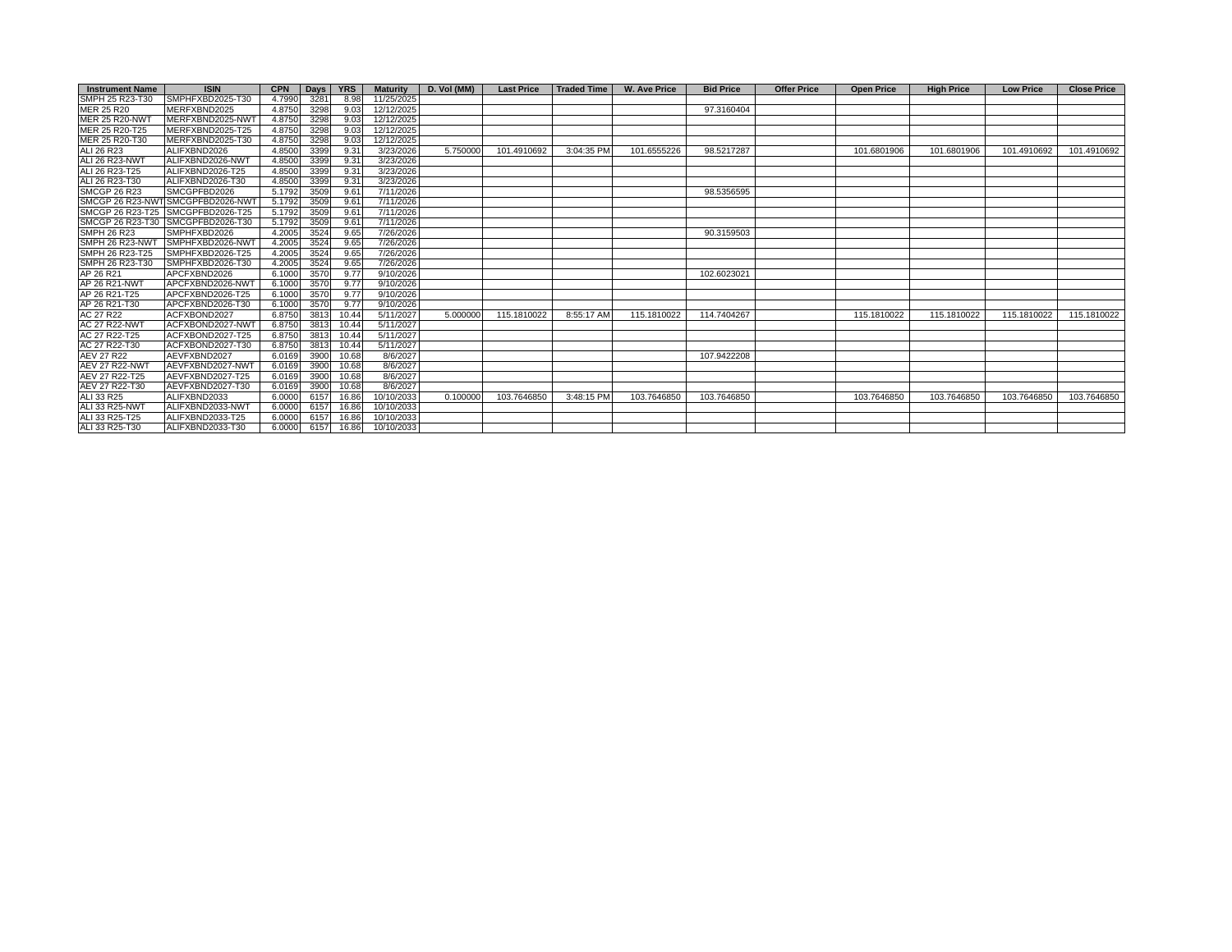| Instrument Name | ISIN | CPN | Days | YRS | Maturity | D. Vol (MM) | Last Price | Traded Time | W. Ave Price | Bid Price | Offer Price | Open Price | High Price | Low Price | Close Price |
|---|---|---|---|---|---|---|---|---|---|---|---|---|---|---|---|
| SMPH 25 R23-T30 | SMPHFXBD2025-T30 | 4.7990 | 3281 | 8.98 | 11/25/2025 | | | | | | | | | | |
| MER 25 R20 | MERFXBND2025 | 4.8750 | 3298 | 9.03 | 12/12/2025 | | | | | 97.3160404 | | | | | |
| MER 25 R20-NWT | MERFXBND2025-NWT | 4.8750 | 3298 | 9.03 | 12/12/2025 | | | | | | | | | | |
| MER 25 R20-T25 | MERFXBND2025-T25 | 4.8750 | 3298 | 9.03 | 12/12/2025 | | | | | | | | | | |
| MER 25 R20-T30 | MERFXBND2025-T30 | 4.8750 | 3298 | 9.03 | 12/12/2025 | | | | | | | | | | |
| ALI 26 R23 | ALIFXBND2026 | 4.8500 | 3399 | 9.31 | 3/23/2026 | 5.750000 | 101.4910692 | 3:04:35 PM | 101.6555226 | 98.5217287 | | 101.6801906 | 101.6801906 | 101.4910692 | 101.4910692 |
| ALI 26 R23-NWT | ALIFXBND2026-NWT | 4.8500 | 3399 | 9.31 | 3/23/2026 | | | | | | | | | | |
| ALI 26 R23-T25 | ALIFXBND2026-T25 | 4.8500 | 3399 | 9.31 | 3/23/2026 | | | | | | | | | | |
| ALI 26 R23-T30 | ALIFXBND2026-T30 | 4.8500 | 3399 | 9.31 | 3/23/2026 | | | | | | | | | | |
| SMCGP 26 R23 | SMCGPFBD2026 | 5.1792 | 3509 | 9.61 | 7/11/2026 | | | | | 98.5356595 | | | | | |
| SMCGP 26 R23-NWT | SMCGPFBD2026-NWT | 5.1792 | 3509 | 9.61 | 7/11/2026 | | | | | | | | | | |
| SMCGP 26 R23-T25 | SMCGPFBD2026-T25 | 5.1792 | 3509 | 9.61 | 7/11/2026 | | | | | | | | | | |
| SMCGP 26 R23-T30 | SMCGPFBD2026-T30 | 5.1792 | 3509 | 9.61 | 7/11/2026 | | | | | | | | | | |
| SMPH 26 R23 | SMPHFXBD2026 | 4.2005 | 3524 | 9.65 | 7/26/2026 | | | | | 90.3159503 | | | | | |
| SMPH 26 R23-NWT | SMPHFXBD2026-NWT | 4.2005 | 3524 | 9.65 | 7/26/2026 | | | | | | | | | | |
| SMPH 26 R23-T25 | SMPHFXBD2026-T25 | 4.2005 | 3524 | 9.65 | 7/26/2026 | | | | | | | | | | |
| SMPH 26 R23-T30 | SMPHFXBD2026-T30 | 4.2005 | 3524 | 9.65 | 7/26/2026 | | | | | | | | | | |
| AP 26 R21 | APCFXBND2026 | 6.1000 | 3570 | 9.77 | 9/10/2026 | | | | | 102.6023021 | | | | | |
| AP 26 R21-NWT | APCFXBND2026-NWT | 6.1000 | 3570 | 9.77 | 9/10/2026 | | | | | | | | | | |
| AP 26 R21-T25 | APCFXBND2026-T25 | 6.1000 | 3570 | 9.77 | 9/10/2026 | | | | | | | | | | |
| AP 26 R21-T30 | APCFXBND2026-T30 | 6.1000 | 3570 | 9.77 | 9/10/2026 | | | | | | | | | | |
| AC 27 R22 | ACFXBOND2027 | 6.8750 | 3813 | 10.44 | 5/11/2027 | 5.000000 | 115.1810022 | 8:55:17 AM | 115.1810022 | 114.7404267 | | 115.1810022 | 115.1810022 | 115.1810022 | 115.1810022 |
| AC 27 R22-NWT | ACFXBOND2027-NWT | 6.8750 | 3813 | 10.44 | 5/11/2027 | | | | | | | | | | |
| AC 27 R22-T25 | ACFXBOND2027-T25 | 6.8750 | 3813 | 10.44 | 5/11/2027 | | | | | | | | | | |
| AC 27 R22-T30 | ACFXBOND2027-T30 | 6.8750 | 3813 | 10.44 | 5/11/2027 | | | | | | | | | | |
| AEV 27 R22 | AEVFXBND2027 | 6.0169 | 3900 | 10.68 | 8/6/2027 | | | | | 107.9422208 | | | | | |
| AEV 27 R22-NWT | AEVFXBND2027-NWT | 6.0169 | 3900 | 10.68 | 8/6/2027 | | | | | | | | | | |
| AEV 27 R22-T25 | AEVFXBND2027-T25 | 6.0169 | 3900 | 10.68 | 8/6/2027 | | | | | | | | | | |
| AEV 27 R22-T30 | AEVFXBND2027-T30 | 6.0169 | 3900 | 10.68 | 8/6/2027 | | | | | | | | | | |
| ALI 33 R25 | ALIFXBND2033 | 6.0000 | 6157 | 16.86 | 10/10/2033 | 0.100000 | 103.7646850 | 3:48:15 PM | 103.7646850 | 103.7646850 | | 103.7646850 | 103.7646850 | 103.7646850 | 103.7646850 |
| ALI 33 R25-NWT | ALIFXBND2033-NWT | 6.0000 | 6157 | 16.86 | 10/10/2033 | | | | | | | | | | |
| ALI 33 R25-T25 | ALIFXBND2033-T25 | 6.0000 | 6157 | 16.86 | 10/10/2033 | | | | | | | | | | |
| ALI 33 R25-T30 | ALIFXBND2033-T30 | 6.0000 | 6157 | 16.86 | 10/10/2033 | | | | | | | | | | |